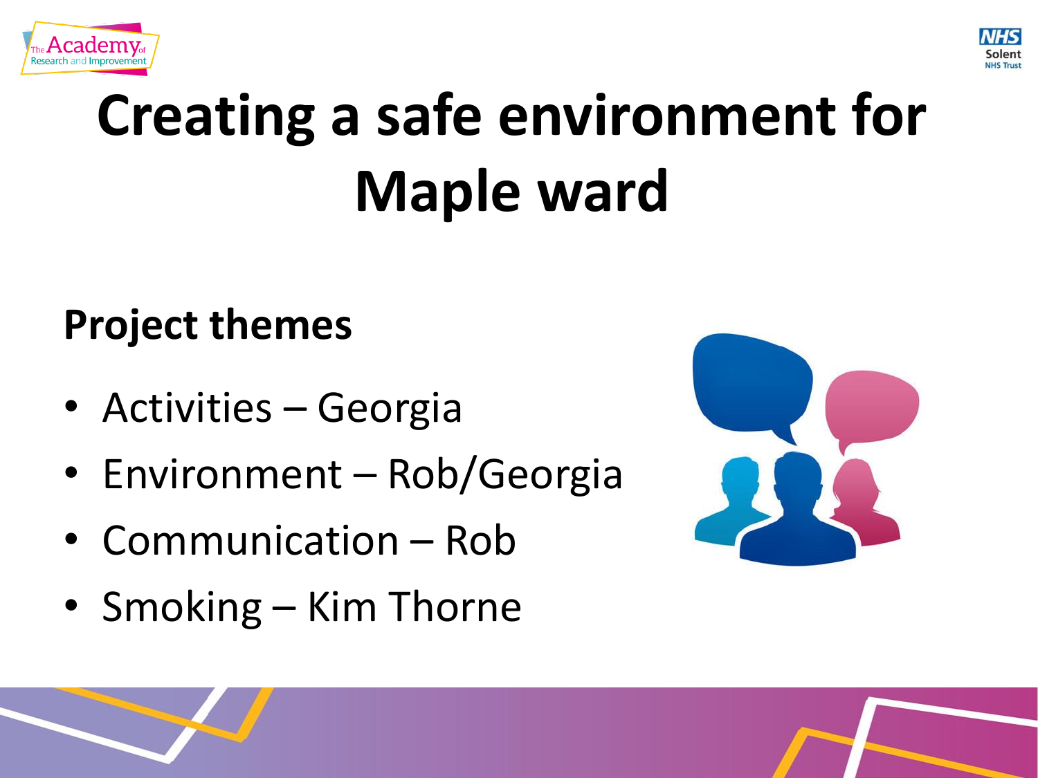# Creating a safe environment for Maple ward

## Project themes

- Activities – Georgia
- Environment – Rob/Georgia
- Communication – Rob
- Smoking – Kim Thorne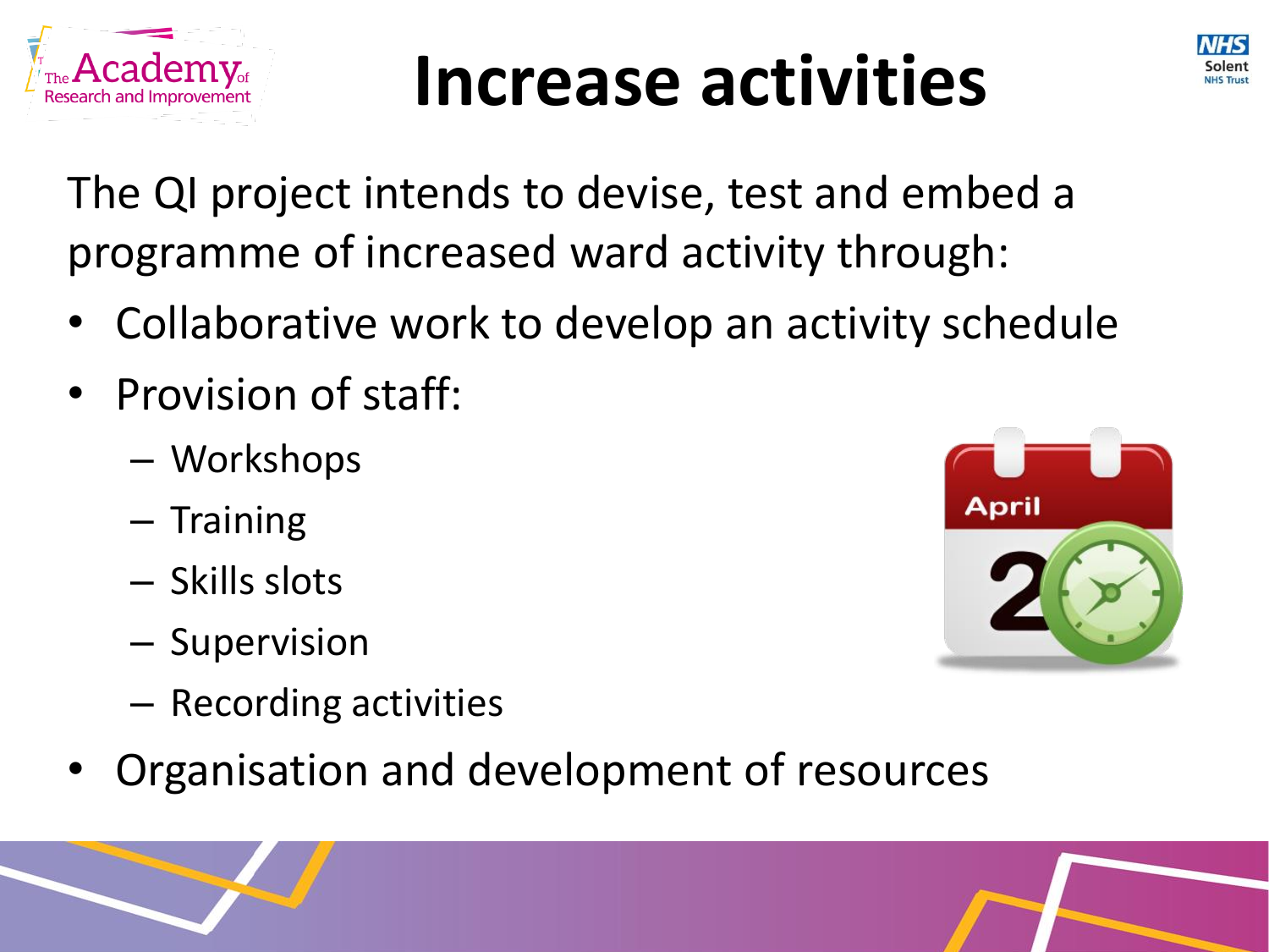# Increase activities

The QI project intends to devise, test and embed a programme of increased ward activity through:

- Collaborative work to develop an activity schedule
- Provision of staff:
  - Workshops
  - Training
  - Skills slots
  - Supervision
  - Recording activities
- Organisation and development of resources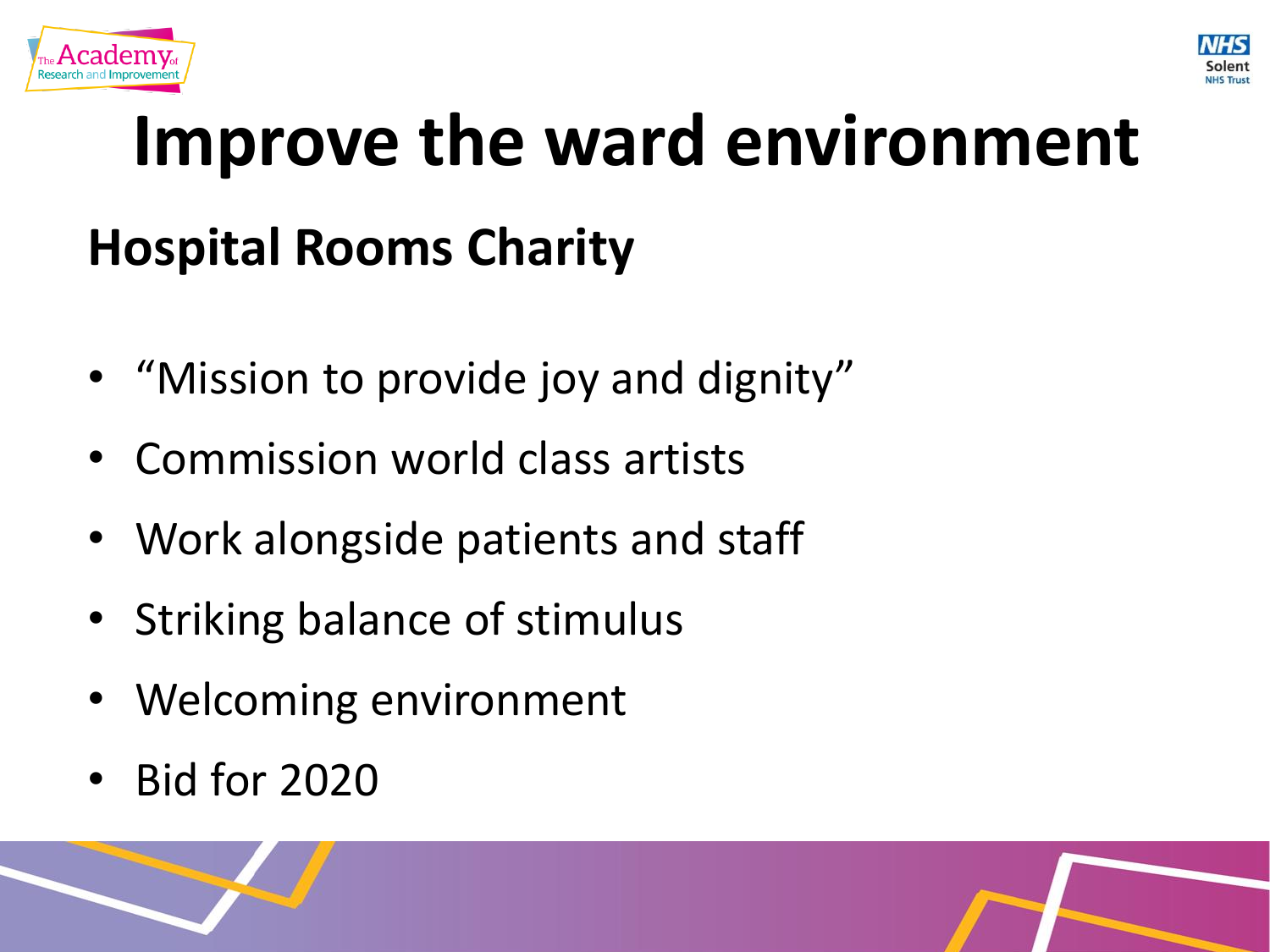# Improve the ward environment

## Hospital Rooms Charity

- "Mission to provide joy and dignity"
- Commission world class artists
- Work alongside patients and staff
- Striking balance of stimulus
- Welcoming environment
- Bid for 2020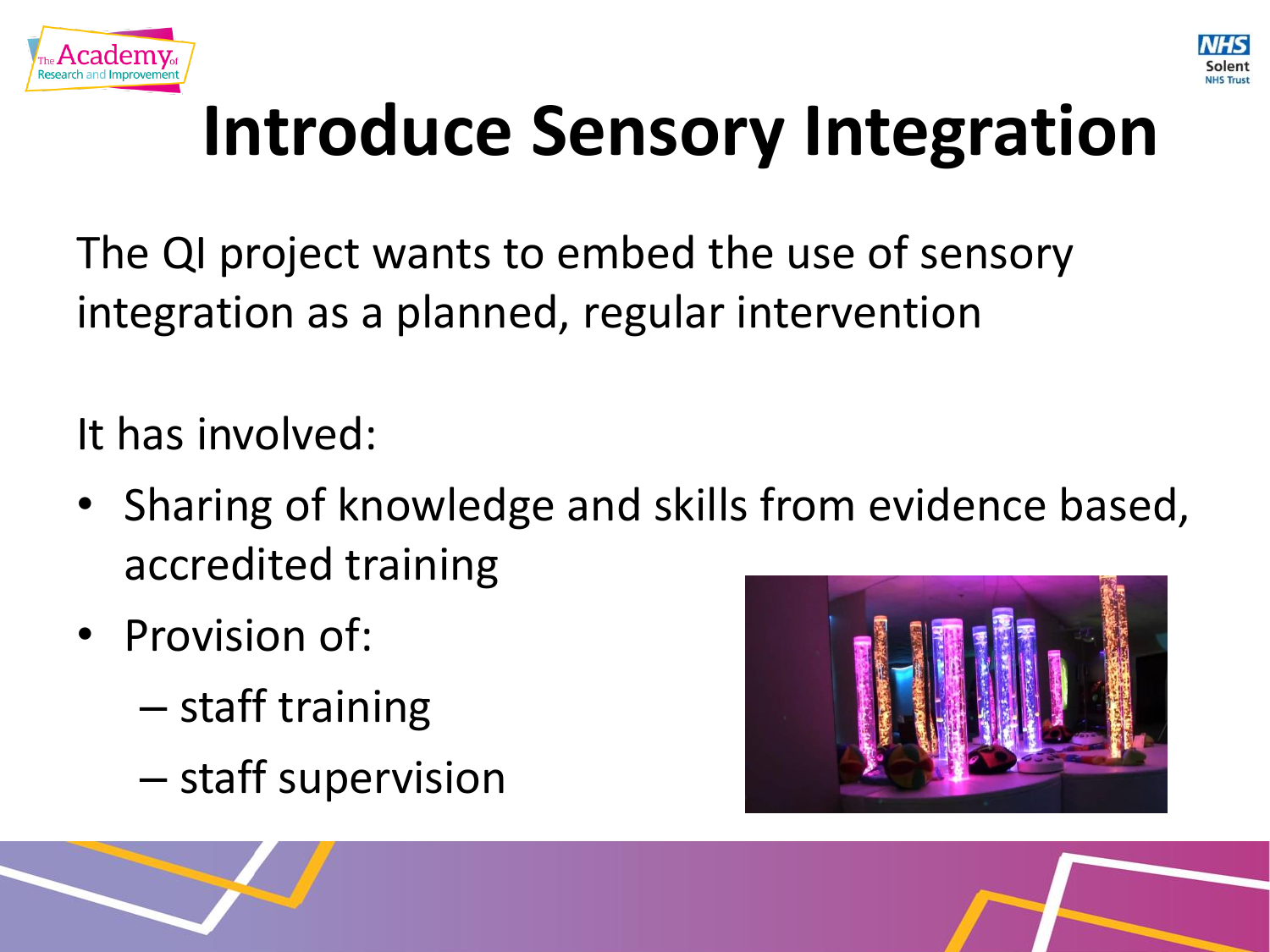# Introduce Sensory Integration

The QI project wants to embed the use of sensory integration as a planned, regular intervention

It has involved:

- Sharing of knowledge and skills from evidence based, accredited training
- Provision of:
  - staff training
  - staff supervision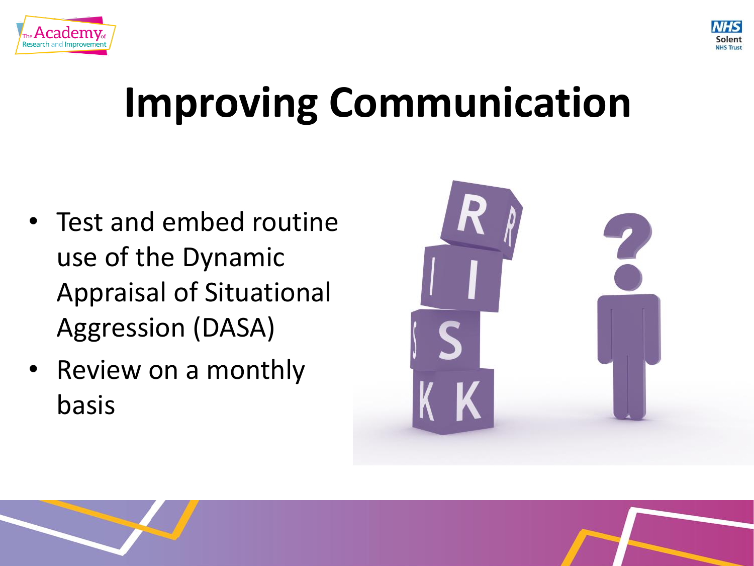# Improving Communication

- Test and embed routine use of the Dynamic Appraisal of Situational Aggression (DASA)
- Review on a monthly basis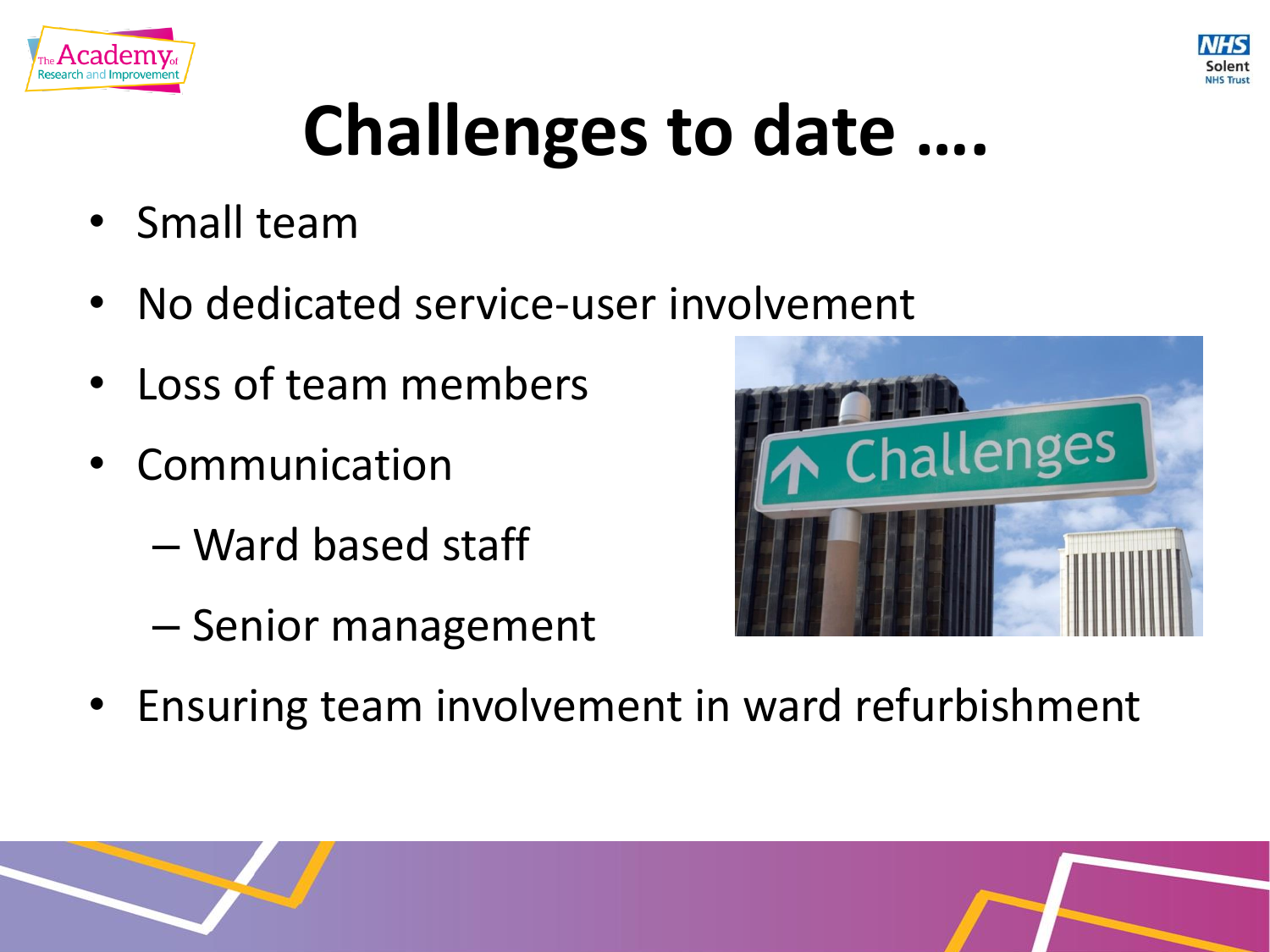# Challenges to date ….

- Small team
- No dedicated service-user involvement
- Loss of team members
- Communication
  - Ward based staff
  - Senior management
- Ensuring team involvement in ward refurbishment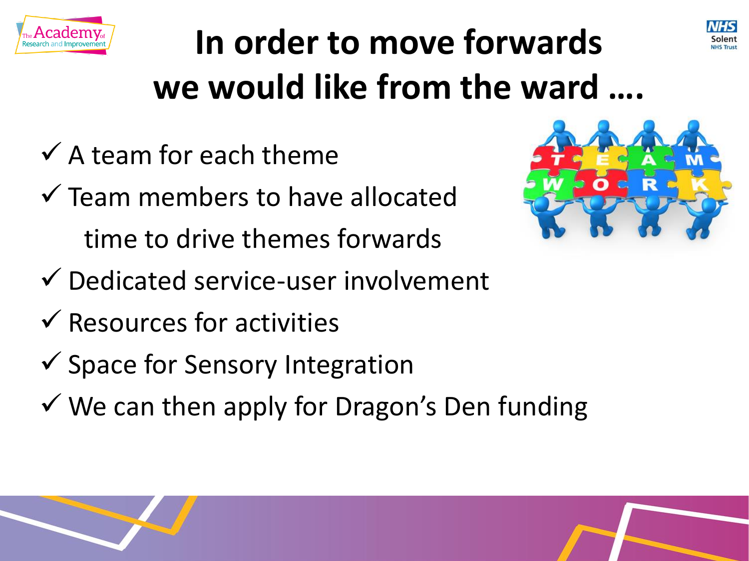# In order to move forwards we would like from the ward ….

- ✓ A team for each theme
- ✓ Team members to have allocated time to drive themes forwards
- ✓ Dedicated service-user involvement
- ✓ Resources for activities
- ✓ Space for Sensory Integration
- ✓ We can then apply for Dragon's Den funding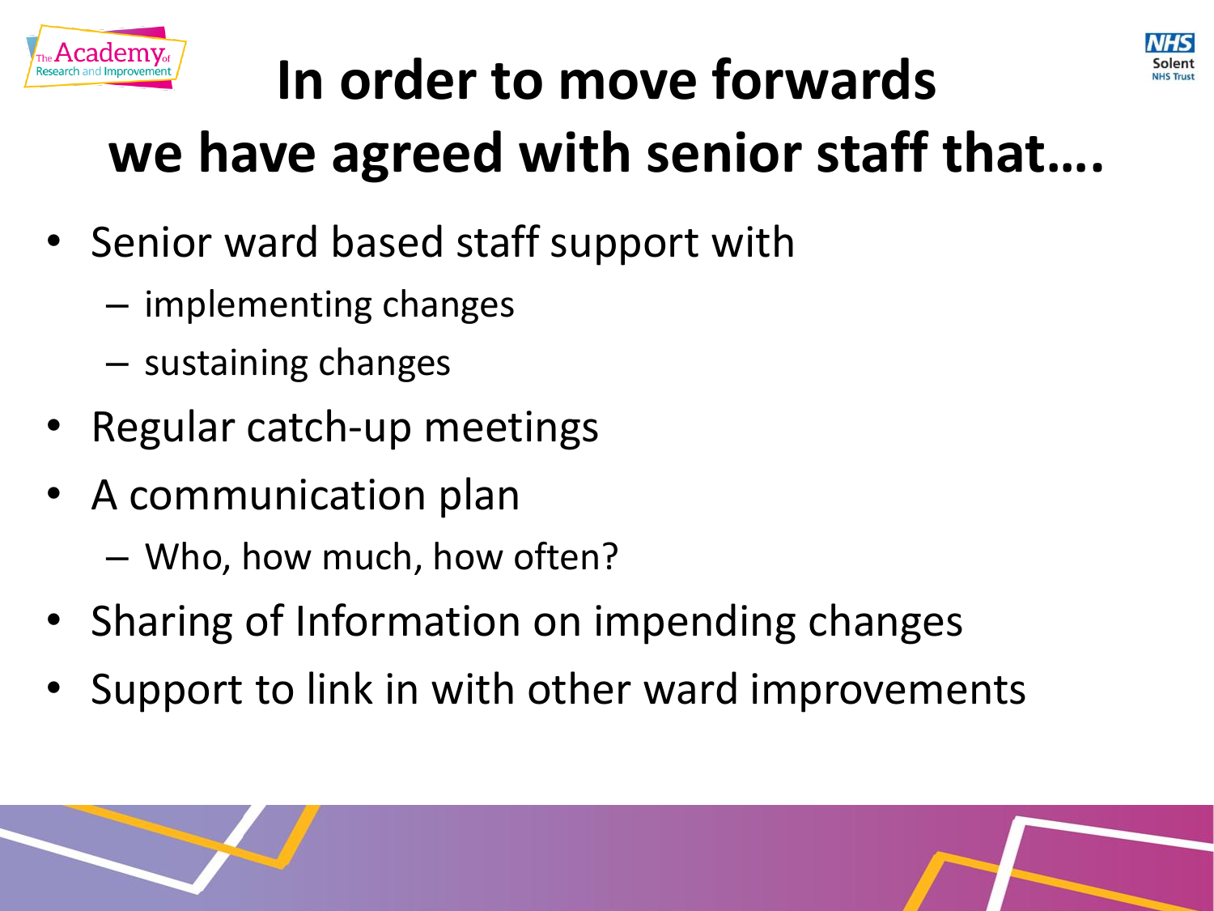# In order to move forwards we have agreed with senior staff that….

- Senior ward based staff support with
  - implementing changes
  - sustaining changes
- Regular catch-up meetings
- A communication plan
  - Who, how much, how often?
- Sharing of Information on impending changes
- Support to link in with other ward improvements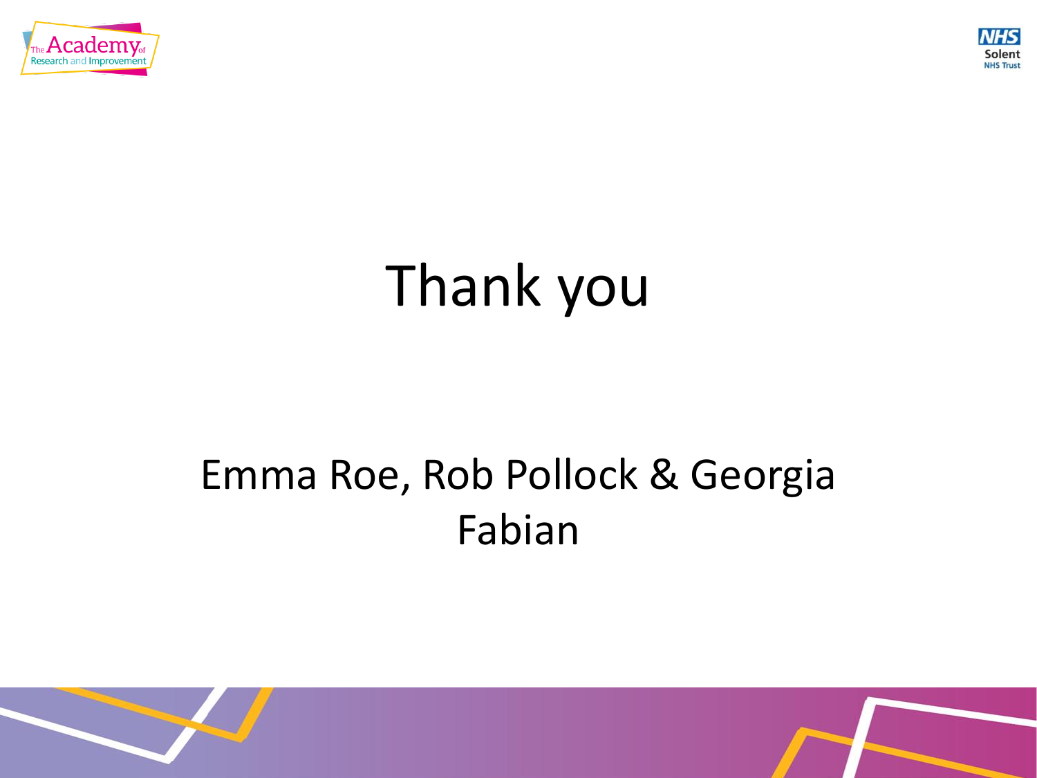# Thank you

Emma Roe, Rob Pollock & Georgia Fabian